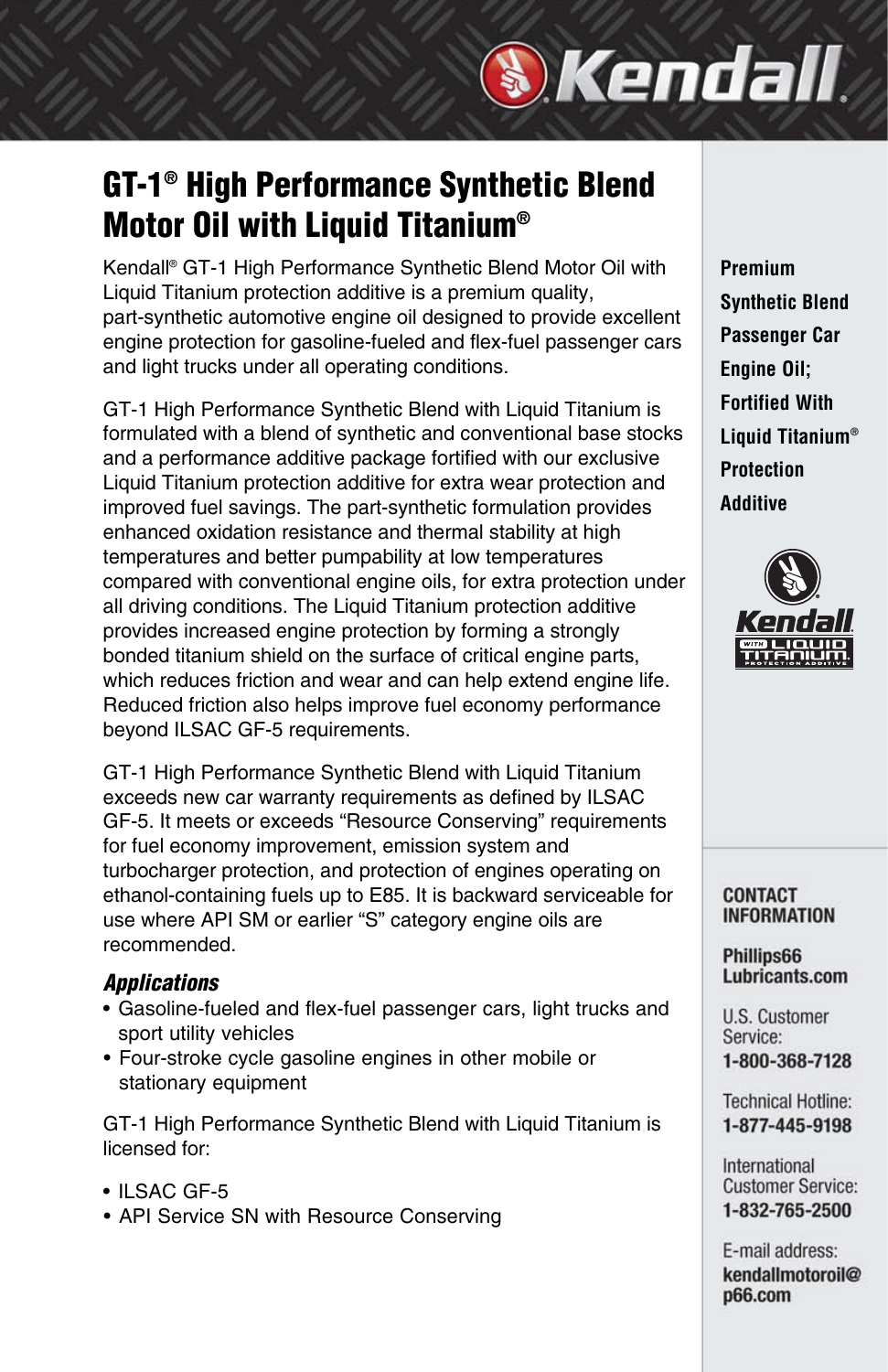# GT-1® High Performance Synthetic Blend Motor Oil with Liquid Titanium®

Kendall® GT-1 High Performance Synthetic Blend Motor Oil with Liquid Titanium protection additive is a premium quality, part-synthetic automotive engine oil designed to provide excellent engine protection for gasoline-fueled and flex-fuel passenger cars and light trucks under all operating conditions.

GT-1 High Performance Synthetic Blend with Liquid Titanium is formulated with a blend of synthetic and conventional base stocks and a performance additive package fortified with our exclusive Liquid Titanium protection additive for extra wear protection and improved fuel savings. The part-synthetic formulation provides enhanced oxidation resistance and thermal stability at high temperatures and better pumpability at low temperatures compared with conventional engine oils, for extra protection under all driving conditions. The Liquid Titanium protection additive provides increased engine protection by forming a strongly bonded titanium shield on the surface of critical engine parts, which reduces friction and wear and can help extend engine life. Reduced friction also helps improve fuel economy performance beyond ILSAC GF-5 requirements.

GT-1 High Performance Synthetic Blend with Liquid Titanium exceeds new car warranty requirements as defined by ILSAC GF-5. It meets or exceeds "Resource Conserving" requirements for fuel economy improvement, emission system and turbocharger protection, and protection of engines operating on ethanol-containing fuels up to E85. It is backward serviceable for use where API SM or earlier "S" category engine oils are recommended.

### *Applications*

- Gasoline-fueled and flex-fuel passenger cars, light trucks and sport utility vehicles
- Four-stroke cycle gasoline engines in other mobile or stationary equipment

GT-1 High Performance Synthetic Blend with Liquid Titanium is licensed for:

- ILSAC GF-5
- API Service SN with Resource Conserving

**Premium Synthetic Blend Passenger Car Engine Oil; Fortified With Liquid Titanium® Protection Additive**

**CONTACT INFORMATION**

**Phillips66 Lubricants.com**

U.S. Customer Service:
**1-800-368-7128**

Technical Hotline:
**1-877-445-9198**

International Customer Service:
**1-832-765-2500**

E-mail address:
**kendallmotoroil@p66.com**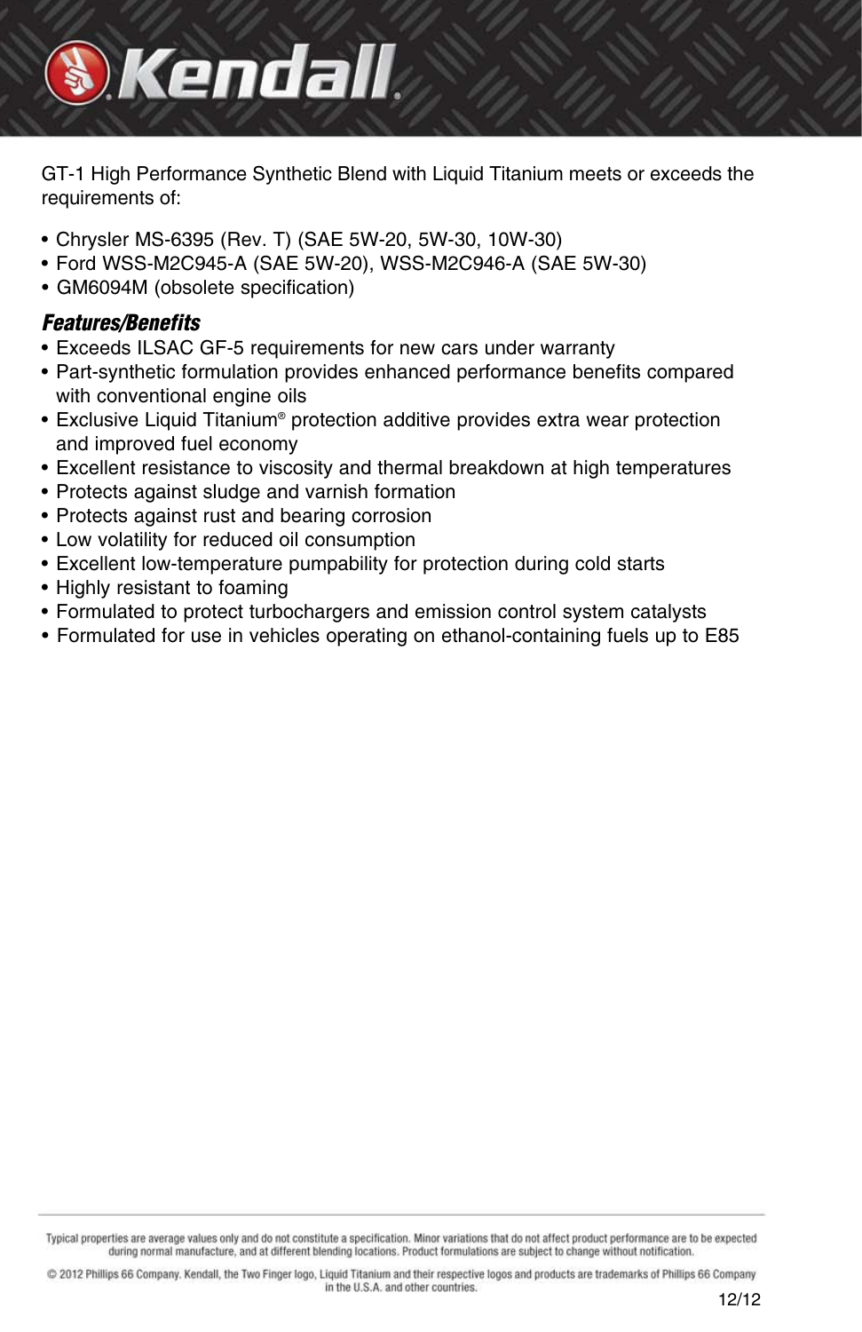GT-1 High Performance Synthetic Blend with Liquid Titanium meets or exceeds the requirements of:

- Chrysler MS-6395 (Rev. T) (SAE 5W-20, 5W-30, 10W-30)
- Ford WSS-M2C945-A (SAE 5W-20), WSS-M2C946-A (SAE 5W-30)
- GM6094M (obsolete specification)

### *Features/Benefits*

- Exceeds ILSAC GF-5 requirements for new cars under warranty
- Part-synthetic formulation provides enhanced performance benefits compared with conventional engine oils
- Exclusive Liquid Titanium® protection additive provides extra wear protection and improved fuel economy
- Excellent resistance to viscosity and thermal breakdown at high temperatures
- Protects against sludge and varnish formation
- Protects against rust and bearing corrosion
- Low volatility for reduced oil consumption
- Excellent low-temperature pumpability for protection during cold starts
- Highly resistant to foaming
- Formulated to protect turbochargers and emission control system catalysts
- Formulated for use in vehicles operating on ethanol-containing fuels up to E85

Typical properties are average values only and do not constitute a specification. Minor variations that do not affect product performance are to be expected during normal manufacture, and at different blending locations. Product formulations are subject to change without notification.

© 2012 Phillips 66 Company. Kendall, the Two Finger logo, Liquid Titanium and their respective logos and products are trademarks of Phillips 66 Company in the U.S.A. and other countries.

12/12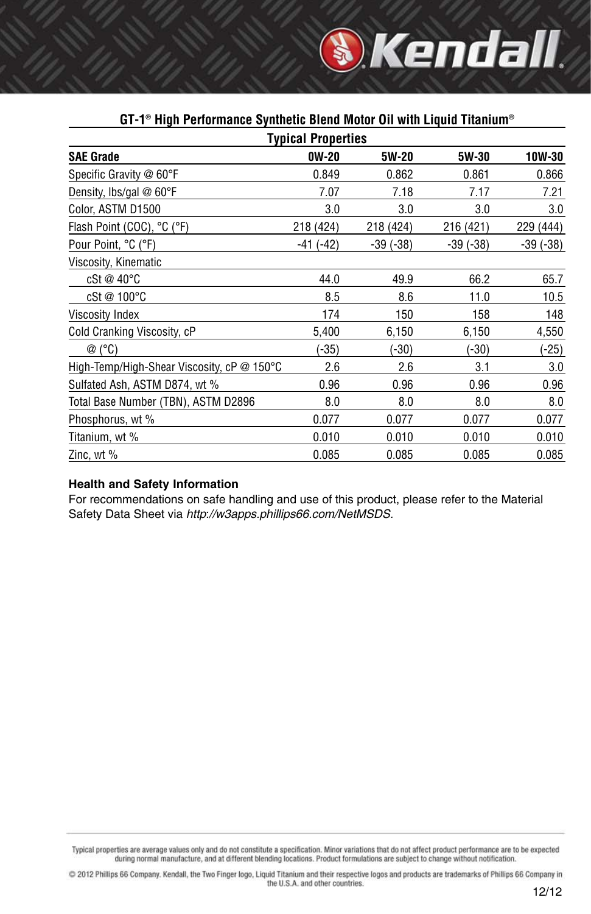## GT-1® High Performance Synthetic Blend Motor Oil with Liquid Titanium®

### Typical Properties

| SAE Grade | 0W-20 | 5W-20 | 5W-30 | 10W-30 |
|---|---|---|---|---|
| Specific Gravity @ 60°F | 0.849 | 0.862 | 0.861 | 0.866 |
| Density, lbs/gal @ 60°F | 7.07 | 7.18 | 7.17 | 7.21 |
| Color, ASTM D1500 | 3.0 | 3.0 | 3.0 | 3.0 |
| Flash Point (COC), °C (°F) | 218 (424) | 218 (424) | 216 (421) | 229 (444) |
| Pour Point, °C (°F) | -41 (-42) | -39 (-38) | -39 (-38) | -39 (-38) |
| Viscosity, Kinematic | | | | |
| cSt @ 40°C | 44.0 | 49.9 | 66.2 | 65.7 |
| cSt @ 100°C | 8.5 | 8.6 | 11.0 | 10.5 |
| Viscosity Index | 174 | 150 | 158 | 148 |
| Cold Cranking Viscosity, cP | 5,400 | 6,150 | 6,150 | 4,550 |
| @ (°C) | (-35) | (-30) | (-30) | (-25) |
| High-Temp/High-Shear Viscosity, cP @ 150°C | 2.6 | 2.6 | 3.1 | 3.0 |
| Sulfated Ash, ASTM D874, wt % | 0.96 | 0.96 | 0.96 | 0.96 |
| Total Base Number (TBN), ASTM D2896 | 8.0 | 8.0 | 8.0 | 8.0 |
| Phosphorus, wt % | 0.077 | 0.077 | 0.077 | 0.077 |
| Titanium, wt % | 0.010 | 0.010 | 0.010 | 0.010 |
| Zinc, wt % | 0.085 | 0.085 | 0.085 | 0.085 |

**Health and Safety Information**

For recommendations on safe handling and use of this product, please refer to the Material Safety Data Sheet via *http://w3apps.phillips66.com/NetMSDS.*

Typical properties are average values only and do not constitute a specification. Minor variations that do not affect product performance are to be expected during normal manufacture, and at different blending locations. Product formulations are subject to change without notification.

© 2012 Phillips 66 Company. Kendall, the Two Finger logo, Liquid Titanium and their respective logos and products are trademarks of Phillips 66 Company in the U.S.A. and other countries.

12/12